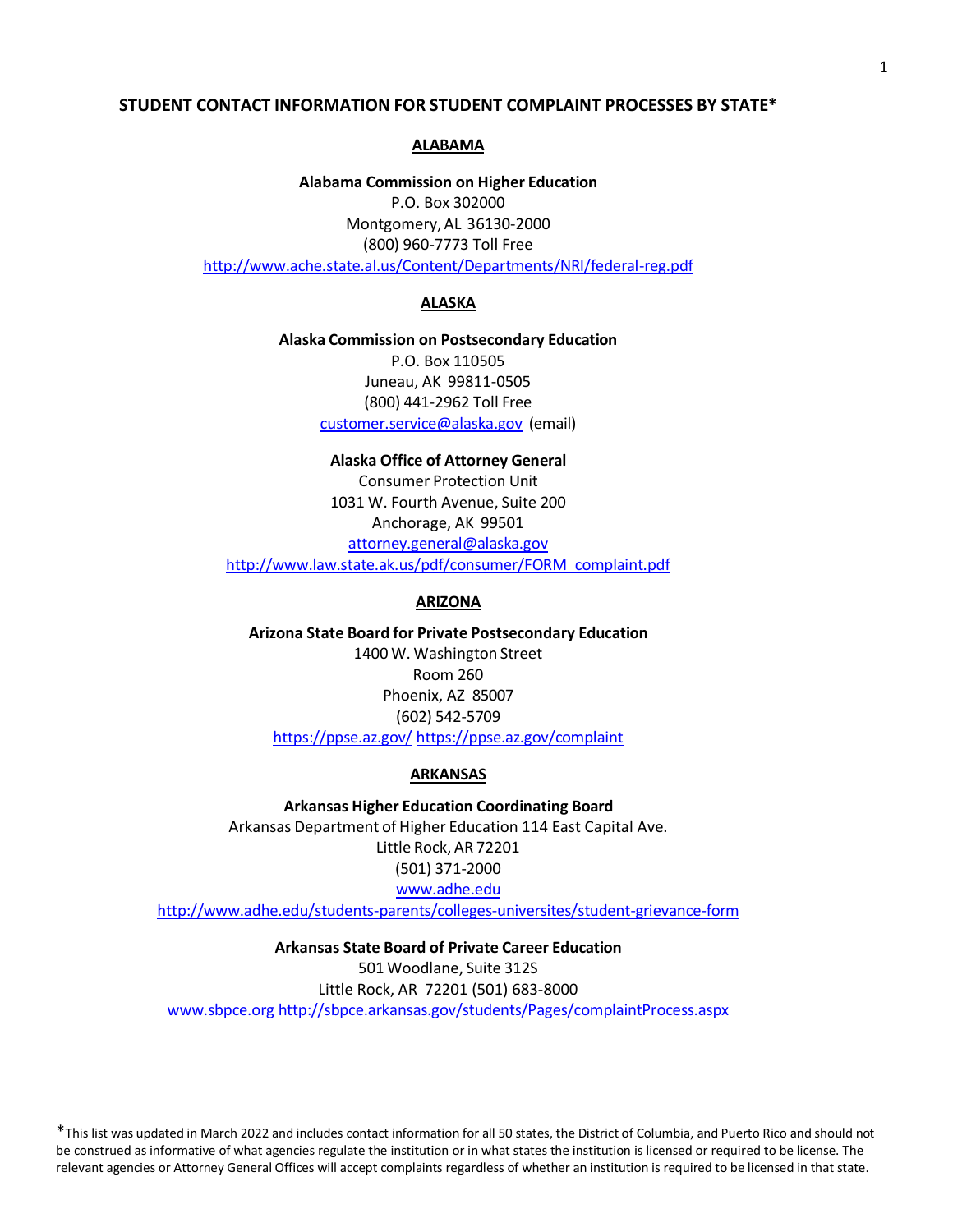# STUDENT CONTACT INFORMATION FOR STUDENT COMPLAINT PROCESSES BY STATE*

## ALABAMA

**Alabama Commission on Higher Education**
P.O. Box 302000
Montgomery, AL 36130-2000
(800) 960-7773 Toll Free
http://www.ache.state.al.us/Content/Departments/NRI/federal-reg.pdf

## ALASKA

**Alaska Commission on Postsecondary Education**
P.O. Box 110505
Juneau, AK 99811-0505
(800) 441-2962 Toll Free
customer.service@alaska.gov (email)

**Alaska Office of Attorney General**
Consumer Protection Unit
1031 W. Fourth Avenue, Suite 200
Anchorage, AK 99501
attorney.general@alaska.gov
http://www.law.state.ak.us/pdf/consumer/FORM_complaint.pdf

## ARIZONA

**Arizona State Board for Private Postsecondary Education**
1400 W. Washington Street
Room 260
Phoenix, AZ 85007
(602) 542-5709
https://ppse.az.gov/ https://ppse.az.gov/complaint

## ARKANSAS

**Arkansas Higher Education Coordinating Board**
Arkansas Department of Higher Education 114 East Capital Ave.
Little Rock, AR 72201
(501) 371-2000
www.adhe.edu
http://www.adhe.edu/students-parents/colleges-universities/student-grievance-form

**Arkansas State Board of Private Career Education**
501 Woodlane, Suite 312S
Little Rock, AR 72201 (501) 683-8000
www.sbpce.org http://sbpce.arkansas.gov/students/Pages/complaintProcess.aspx

*This list was updated in March 2022 and includes contact information for all 50 states, the District of Columbia, and Puerto Rico and should not be construed as informative of what agencies regulate the institution or in what states the institution is licensed or required to be license. The relevant agencies or Attorney General Offices will accept complaints regardless of whether an institution is required to be licensed in that state.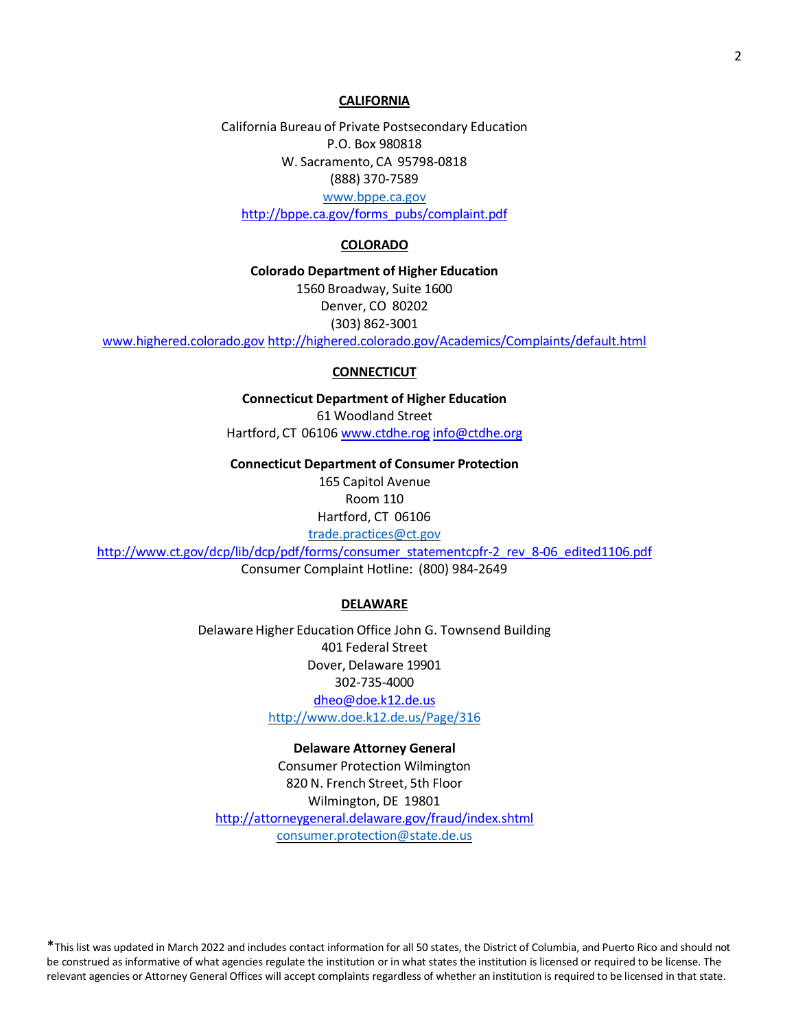## CALIFORNIA

California Bureau of Private Postsecondary Education
P.O. Box 980818
W. Sacramento, CA 95798-0818
(888) 370-7589
www.bppe.ca.gov
http://bppe.ca.gov/forms_pubs/complaint.pdf

## COLORADO

**Colorado Department of Higher Education**
1560 Broadway, Suite 1600
Denver, CO 80202
(303) 862-3001
www.highered.colorado.gov http://highered.colorado.gov/Academics/Complaints/default.html

## CONNECTICUT

**Connecticut Department of Higher Education**
61 Woodland Street
Hartford, CT 06106 www.ctdhe.rog info@ctdhe.org

**Connecticut Department of Consumer Protection**
165 Capitol Avenue
Room 110
Hartford, CT 06106
trade.practices@ct.gov
http://www.ct.gov/dcp/lib/dcp/pdf/forms/consumer_statementcpfr-2_rev_8-06_edited1106.pdf
Consumer Complaint Hotline: (800) 984-2649

## DELAWARE

Delaware Higher Education Office John G. Townsend Building
401 Federal Street
Dover, Delaware 19901
302-735-4000
dheo@doe.k12.de.us
http://www.doe.k12.de.us/Page/316

**Delaware Attorney General**
Consumer Protection Wilmington
820 N. French Street, 5th Floor
Wilmington, DE 19801
http://attorneygeneral.delaware.gov/fraud/index.shtml
consumer.protection@state.de.us

*This list was updated in March 2022 and includes contact information for all 50 states, the District of Columbia, and Puerto Rico and should not be construed as informative of what agencies regulate the institution or in what states the institution is licensed or required to be license. The relevant agencies or Attorney General Offices will accept complaints regardless of whether an institution is required to be licensed in that state.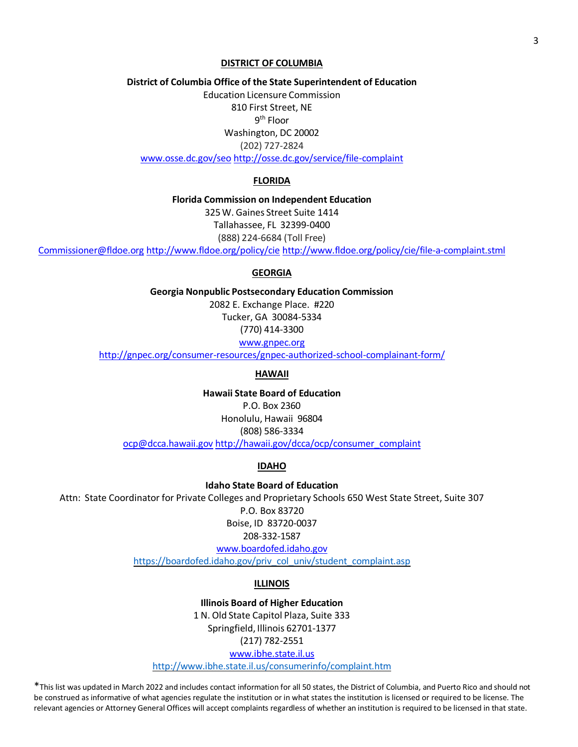## DISTRICT OF COLUMBIA

**District of Columbia Office of the State Superintendent of Education**

Education Licensure Commission
810 First Street, NE
9th Floor
Washington, DC 20002
(202) 727-2824
www.osse.dc.gov/seo http://osse.dc.gov/service/file-complaint

## FLORIDA

**Florida Commission on Independent Education**

325 W. Gaines Street Suite 1414
Tallahassee, FL 32399-0400
(888) 224-6684 (Toll Free)
Commissioner@fldoe.org http://www.fldoe.org/policy/cie http://www.fldoe.org/policy/cie/file-a-complaint.stml

## GEORGIA

**Georgia Nonpublic Postsecondary Education Commission**

2082 E. Exchange Place. #220
Tucker, GA 30084-5334
(770) 414-3300
www.gnpec.org
http://gnpec.org/consumer-resources/gnpec-authorized-school-complainant-form/

## HAWAII

**Hawaii State Board of Education**

P.O. Box 2360
Honolulu, Hawaii 96804
(808) 586-3334
ocp@dcca.hawaii.gov http://hawaii.gov/dcca/ocp/consumer_complaint

## IDAHO

**Idaho State Board of Education**

Attn: State Coordinator for Private Colleges and Proprietary Schools 650 West State Street, Suite 307
P.O. Box 83720
Boise, ID 83720-0037
208-332-1587
www.boardofed.idaho.gov
https://boardofed.idaho.gov/priv_col_univ/student_complaint.asp

## ILLINOIS

**Illinois Board of Higher Education**

1 N. Old State Capitol Plaza, Suite 333
Springfield, Illinois 62701-1377
(217) 782-2551
www.ibhe.state.il.us
http://www.ibhe.state.il.us/consumerinfo/complaint.htm

*This list was updated in March 2022 and includes contact information for all 50 states, the District of Columbia, and Puerto Rico and should not be construed as informative of what agencies regulate the institution or in what states the institution is licensed or required to be license. The relevant agencies or Attorney General Offices will accept complaints regardless of whether an institution is required to be licensed in that state.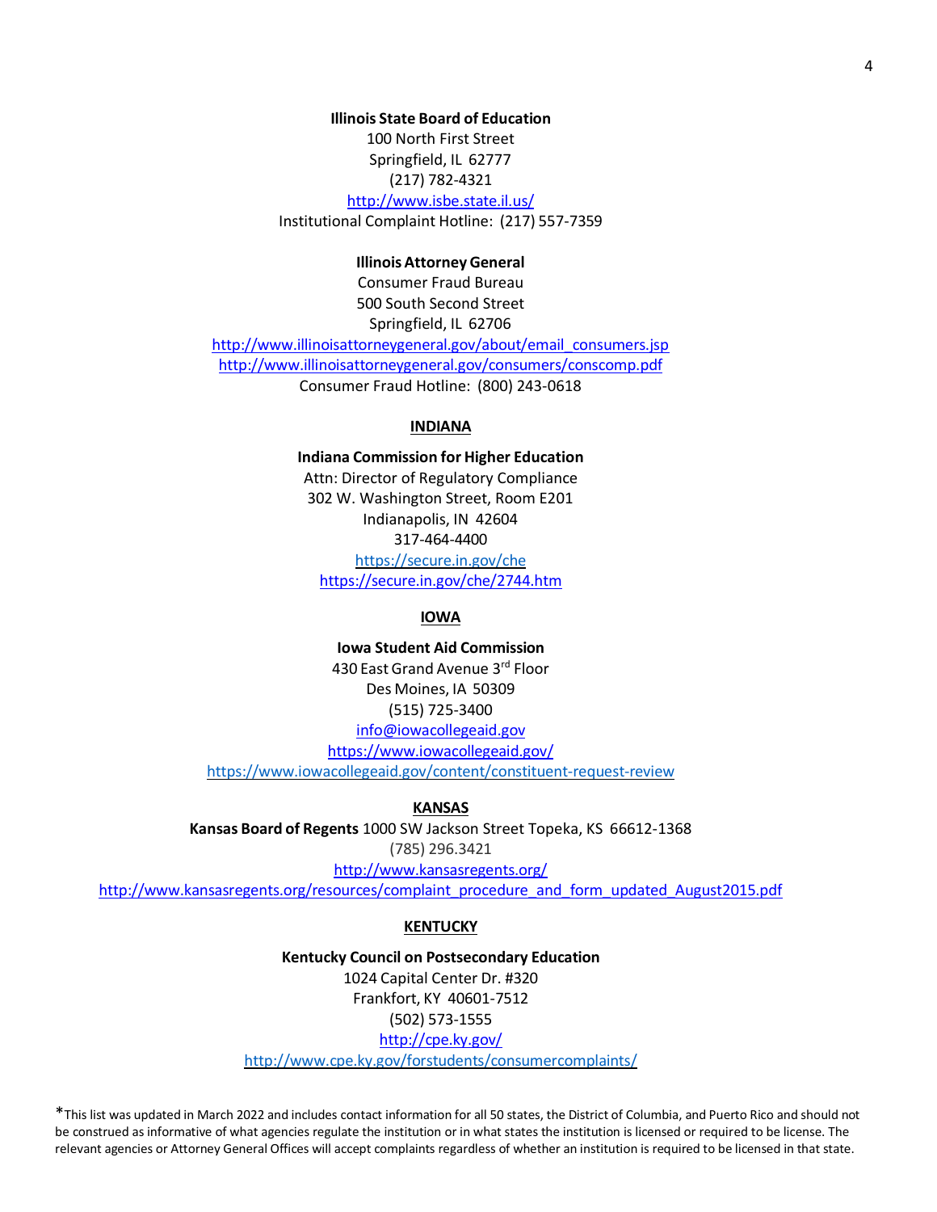**Illinois State Board of Education**
100 North First Street
Springfield, IL 62777
(217) 782-4321
http://www.isbe.state.il.us/
Institutional Complaint Hotline: (217) 557-7359

**Illinois Attorney General**
Consumer Fraud Bureau
500 South Second Street
Springfield, IL 62706
http://www.illinoisattorneygeneral.gov/about/email_consumers.jsp
http://www.illinoisattorneygeneral.gov/consumers/conscomp.pdf
Consumer Fraud Hotline: (800) 243-0618

## INDIANA

**Indiana Commission for Higher Education**
Attn: Director of Regulatory Compliance
302 W. Washington Street, Room E201
Indianapolis, IN 42604
317-464-4400
https://secure.in.gov/che
https://secure.in.gov/che/2744.htm

## IOWA

**Iowa Student Aid Commission**
430 East Grand Avenue 3rd Floor
Des Moines, IA 50309
(515) 725-3400
info@iowacollegeaid.gov
https://www.iowacollegeaid.gov/
https://www.iowacollegeaid.gov/content/constituent-request-review

## KANSAS

**Kansas Board of Regents** 1000 SW Jackson Street Topeka, KS 66612-1368
(785) 296.3421
http://www.kansasregents.org/
http://www.kansasregents.org/resources/complaint_procedure_and_form_updated_August2015.pdf

## KENTUCKY

**Kentucky Council on Postsecondary Education**
1024 Capital Center Dr. #320
Frankfort, KY 40601-7512
(502) 573-1555
http://cpe.ky.gov/
http://www.cpe.ky.gov/forstudents/consumercomplaints/

*This list was updated in March 2022 and includes contact information for all 50 states, the District of Columbia, and Puerto Rico and should not be construed as informative of what agencies regulate the institution or in what states the institution is licensed or required to be license. The relevant agencies or Attorney General Offices will accept complaints regardless of whether an institution is required to be licensed in that state.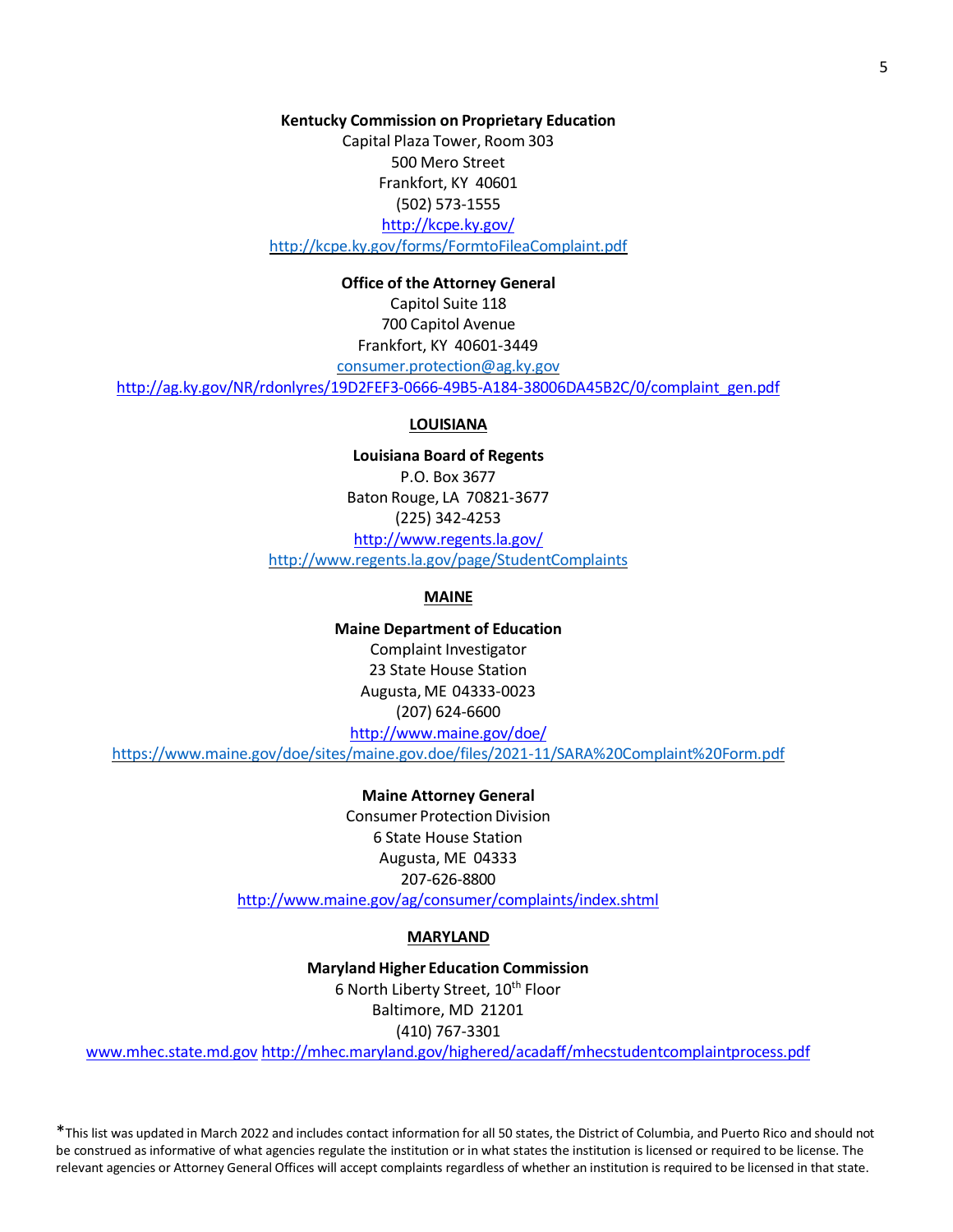**Kentucky Commission on Proprietary Education**
Capital Plaza Tower, Room 303
500 Mero Street
Frankfort, KY 40601
(502) 573-1555
http://kcpe.ky.gov/
http://kcpe.ky.gov/forms/FormtoFileaComplaint.pdf

**Office of the Attorney General**
Capitol Suite 118
700 Capitol Avenue
Frankfort, KY 40601-3449
consumer.protection@ag.ky.gov
http://ag.ky.gov/NR/rdonlyres/19D2FEF3-0666-49B5-A184-38006DA45B2C/0/complaint_gen.pdf

## LOUISIANA

**Louisiana Board of Regents**
P.O. Box 3677
Baton Rouge, LA 70821-3677
(225) 342-4253
http://www.regents.la.gov/
http://www.regents.la.gov/page/StudentComplaints

## MAINE

**Maine Department of Education**
Complaint Investigator
23 State House Station
Augusta, ME 04333-0023
(207) 624-6600
http://www.maine.gov/doe/
https://www.maine.gov/doe/sites/maine.gov.doe/files/2021-11/SARA%20Complaint%20Form.pdf

**Maine Attorney General**
Consumer Protection Division
6 State House Station
Augusta, ME 04333
207-626-8800
http://www.maine.gov/ag/consumer/complaints/index.shtml

## MARYLAND

**Maryland Higher Education Commission**
6 North Liberty Street, 10th Floor
Baltimore, MD 21201
(410) 767-3301
www.mhec.state.md.gov http://mhec.maryland.gov/highered/acadaff/mhecstudentcomplaintprocess.pdf

*This list was updated in March 2022 and includes contact information for all 50 states, the District of Columbia, and Puerto Rico and should not be construed as informative of what agencies regulate the institution or in what states the institution is licensed or required to be license. The relevant agencies or Attorney General Offices will accept complaints regardless of whether an institution is required to be licensed in that state.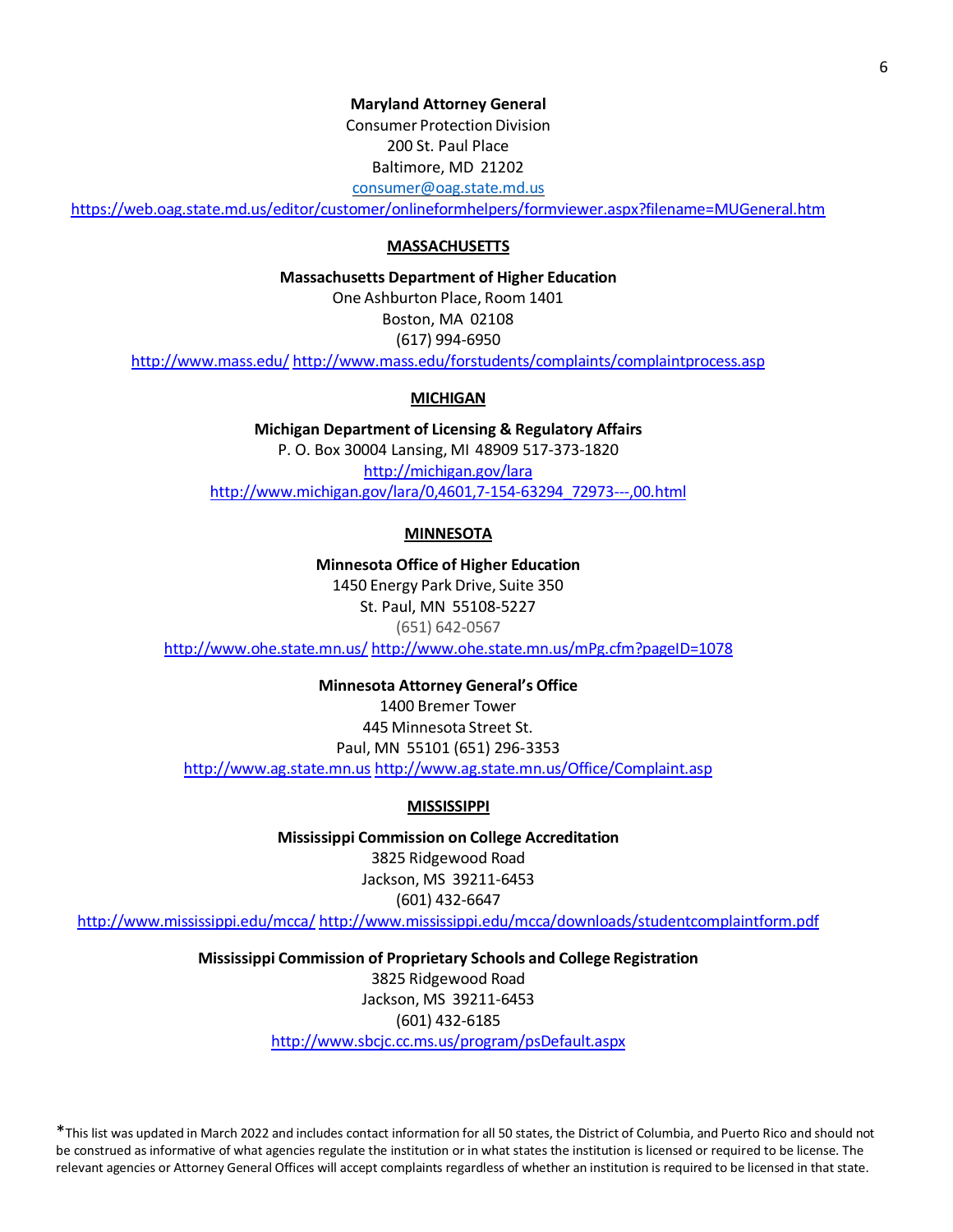**Maryland Attorney General**
Consumer Protection Division
200 St. Paul Place
Baltimore, MD 21202
consumer@oag.state.md.us
https://web.oag.state.md.us/editor/customer/onlineformhelpers/formviewer.aspx?filename=MUGeneral.htm

## MASSACHUSETTS

**Massachusetts Department of Higher Education**
One Ashburton Place, Room 1401
Boston, MA 02108
(617) 994-6950
http://www.mass.edu/ http://www.mass.edu/forstudents/complaints/complaintprocess.asp

## MICHIGAN

**Michigan Department of Licensing & Regulatory Affairs**
P. O. Box 30004 Lansing, MI 48909 517-373-1820
http://michigan.gov/lara
http://www.michigan.gov/lara/0,4601,7-154-63294_72973---,00.html

## MINNESOTA

**Minnesota Office of Higher Education**
1450 Energy Park Drive, Suite 350
St. Paul, MN 55108-5227
(651) 642-0567
http://www.ohe.state.mn.us/ http://www.ohe.state.mn.us/mPg.cfm?pageID=1078

**Minnesota Attorney General's Office**
1400 Bremer Tower
445 Minnesota Street St.
Paul, MN 55101 (651) 296-3353
http://www.ag.state.mn.us http://www.ag.state.mn.us/Office/Complaint.asp

## MISSISSIPPI

**Mississippi Commission on College Accreditation**
3825 Ridgewood Road
Jackson, MS 39211-6453
(601) 432-6647
http://www.mississippi.edu/mcca/ http://www.mississippi.edu/mcca/downloads/studentcomplaintform.pdf

**Mississippi Commission of Proprietary Schools and College Registration**
3825 Ridgewood Road
Jackson, MS 39211-6453
(601) 432-6185
http://www.sbcjc.cc.ms.us/program/psDefault.aspx

*This list was updated in March 2022 and includes contact information for all 50 states, the District of Columbia, and Puerto Rico and should not be construed as informative of what agencies regulate the institution or in what states the institution is licensed or required to be license. The relevant agencies or Attorney General Offices will accept complaints regardless of whether an institution is required to be licensed in that state.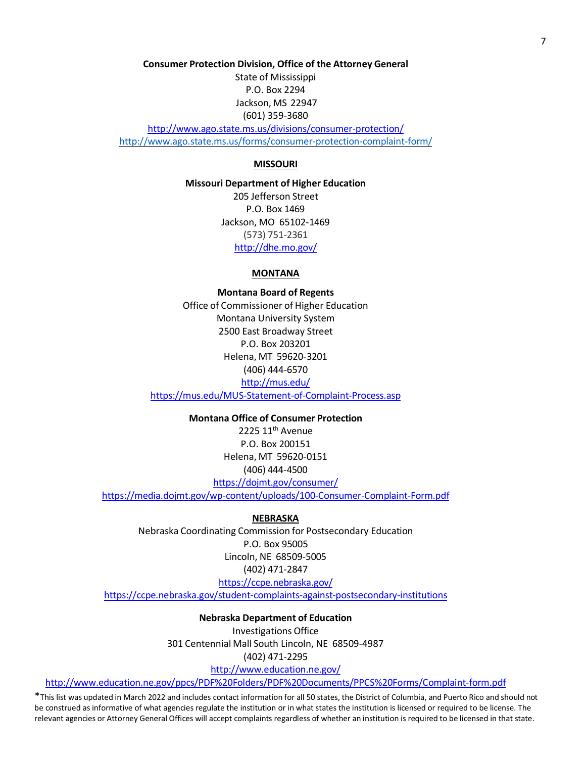**Consumer Protection Division, Office of the Attorney General**

State of Mississippi
P.O. Box 2294
Jackson, MS 22947
(601) 359-3680
http://www.ago.state.ms.us/divisions/consumer-protection/
http://www.ago.state.ms.us/forms/consumer-protection-complaint-form/

## MISSOURI

**Missouri Department of Higher Education**

205 Jefferson Street
P.O. Box 1469
Jackson, MO 65102-1469
(573) 751-2361
http://dhe.mo.gov/

## MONTANA

**Montana Board of Regents**

Office of Commissioner of Higher Education
Montana University System
2500 East Broadway Street
P.O. Box 203201
Helena, MT 59620-3201
(406) 444-6570
http://mus.edu/
https://mus.edu/MUS-Statement-of-Complaint-Process.asp

**Montana Office of Consumer Protection**

2225 11th Avenue
P.O. Box 200151
Helena, MT 59620-0151
(406) 444-4500
https://dojmt.gov/consumer/
https://media.dojmt.gov/wp-content/uploads/100-Consumer-Complaint-Form.pdf

## NEBRASKA

Nebraska Coordinating Commission for Postsecondary Education
P.O. Box 95005
Lincoln, NE 68509-5005
(402) 471-2847
https://ccpe.nebraska.gov/
https://ccpe.nebraska.gov/student-complaints-against-postsecondary-institutions

**Nebraska Department of Education**

Investigations Office
301 Centennial Mall South Lincoln, NE 68509-4987
(402) 471-2295
http://www.education.ne.gov/
http://www.education.ne.gov/ppcs/PDF%20Folders/PDF%20Documents/PPCS%20Forms/Complaint-form.pdf

*This list was updated in March 2022 and includes contact information for all 50 states, the District of Columbia, and Puerto Rico and should not be construed as informative of what agencies regulate the institution or in what states the institution is licensed or required to be license. The relevant agencies or Attorney General Offices will accept complaints regardless of whether an institution is required to be licensed in that state.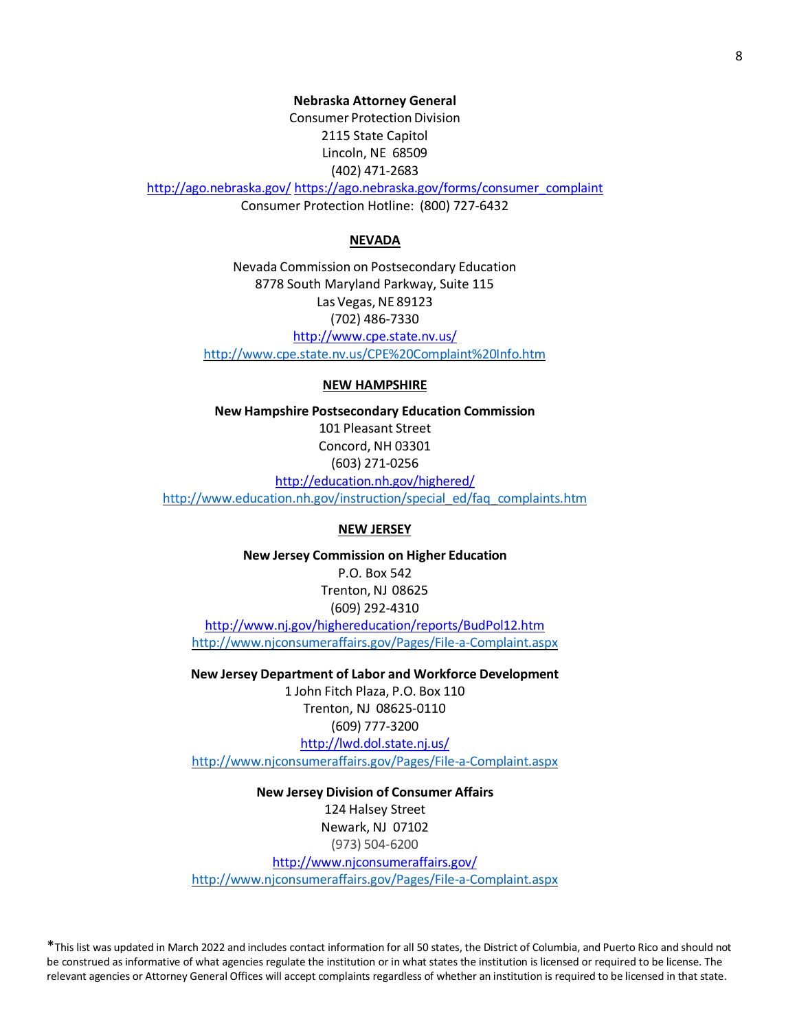**Nebraska Attorney General**
Consumer Protection Division
2115 State Capitol
Lincoln, NE 68509
(402) 471-2683
http://ago.nebraska.gov/ https://ago.nebraska.gov/forms/consumer_complaint
Consumer Protection Hotline: (800) 727-6432

## NEVADA

Nevada Commission on Postsecondary Education
8778 South Maryland Parkway, Suite 115
Las Vegas, NE 89123
(702) 486-7330
http://www.cpe.state.nv.us/
http://www.cpe.state.nv.us/CPE%20Complaint%20Info.htm

## NEW HAMPSHIRE

**New Hampshire Postsecondary Education Commission**
101 Pleasant Street
Concord, NH 03301
(603) 271-0256
http://education.nh.gov/highered/
http://www.education.nh.gov/instruction/special_ed/faq_complaints.htm

## NEW JERSEY

**New Jersey Commission on Higher Education**
P.O. Box 542
Trenton, NJ 08625
(609) 292-4310
http://www.nj.gov/highereducation/reports/BudPol12.htm
http://www.njconsumeraffairs.gov/Pages/File-a-Complaint.aspx

**New Jersey Department of Labor and Workforce Development**
1 John Fitch Plaza, P.O. Box 110
Trenton, NJ 08625-0110
(609) 777-3200
http://lwd.dol.state.nj.us/
http://www.njconsumeraffairs.gov/Pages/File-a-Complaint.aspx

**New Jersey Division of Consumer Affairs**
124 Halsey Street
Newark, NJ 07102
(973) 504-6200
http://www.njconsumeraffairs.gov/
http://www.njconsumeraffairs.gov/Pages/File-a-Complaint.aspx

*This list was updated in March 2022 and includes contact information for all 50 states, the District of Columbia, and Puerto Rico and should not be construed as informative of what agencies regulate the institution or in what states the institution is licensed or required to be license. The relevant agencies or Attorney General Offices will accept complaints regardless of whether an institution is required to be licensed in that state.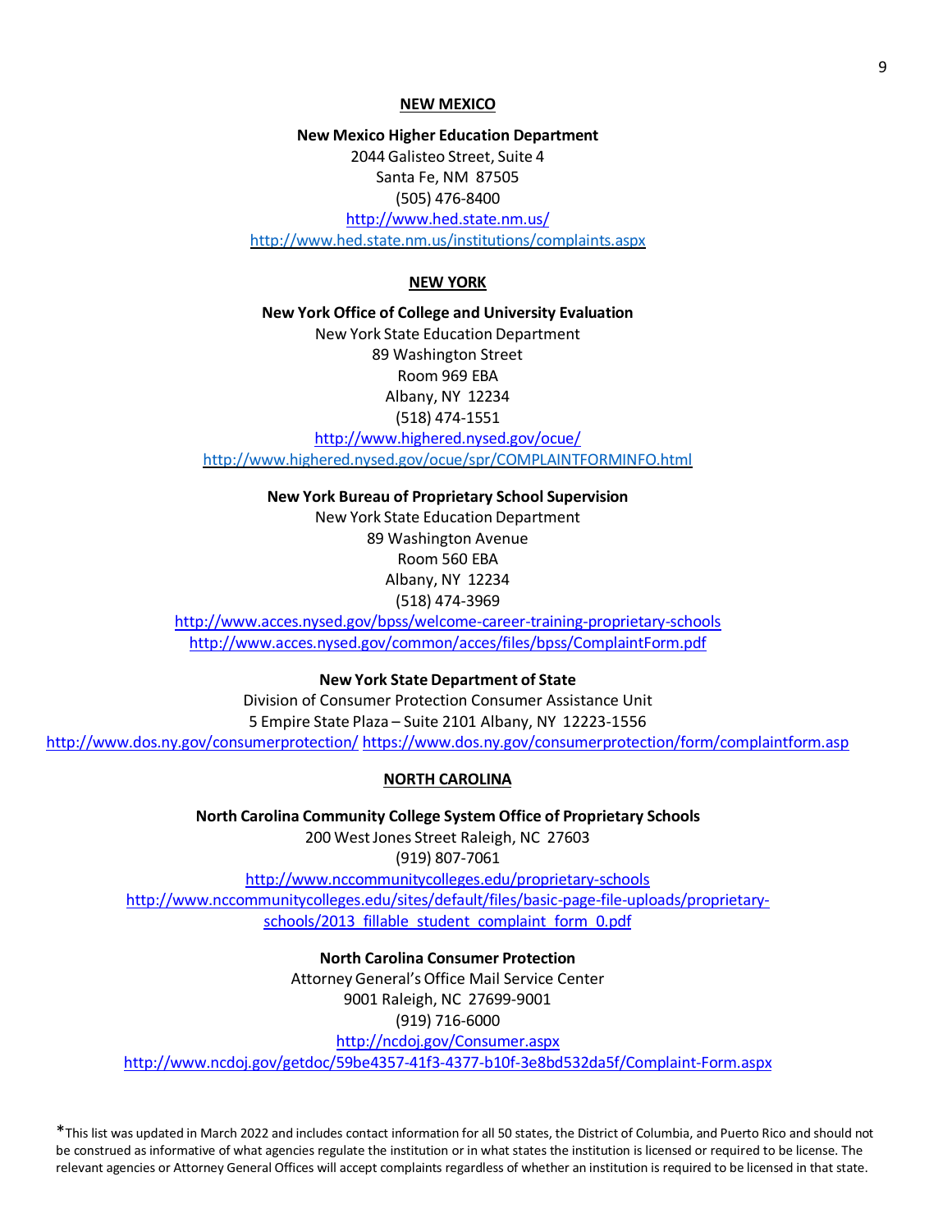## NEW MEXICO

**New Mexico Higher Education Department**
2044 Galisteo Street, Suite 4
Santa Fe, NM 87505
(505) 476-8400
http://www.hed.state.nm.us/
http://www.hed.state.nm.us/institutions/complaints.aspx

## NEW YORK

**New York Office of College and University Evaluation**
New York State Education Department
89 Washington Street
Room 969 EBA
Albany, NY 12234
(518) 474-1551
http://www.highered.nysed.gov/ocue/
http://www.highered.nysed.gov/ocue/spr/COMPLAINTFORMINFO.html

**New York Bureau of Proprietary School Supervision**
New York State Education Department
89 Washington Avenue
Room 560 EBA
Albany, NY 12234
(518) 474-3969
http://www.acces.nysed.gov/bpss/welcome-career-training-proprietary-schools
http://www.acces.nysed.gov/common/acces/files/bpss/ComplaintForm.pdf

**New York State Department of State**
Division of Consumer Protection Consumer Assistance Unit
5 Empire State Plaza – Suite 2101 Albany, NY 12223-1556
http://www.dos.ny.gov/consumerprotection/ https://www.dos.ny.gov/consumerprotection/form/complaintform.asp

## NORTH CAROLINA

**North Carolina Community College System Office of Proprietary Schools**
200 West Jones Street Raleigh, NC 27603
(919) 807-7061
http://www.nccommunitycolleges.edu/proprietary-schools
http://www.nccommunitycolleges.edu/sites/default/files/basic-page-file-uploads/proprietary-schools/2013_fillable_student_complaint_form_0.pdf

**North Carolina Consumer Protection**
Attorney General's Office Mail Service Center
9001 Raleigh, NC 27699-9001
(919) 716-6000
http://ncdoj.gov/Consumer.aspx
http://www.ncdoj.gov/getdoc/59be4357-41f3-4377-b10f-3e8bd532da5f/Complaint-Form.aspx

*This list was updated in March 2022 and includes contact information for all 50 states, the District of Columbia, and Puerto Rico and should not be construed as informative of what agencies regulate the institution or in what states the institution is licensed or required to be license. The relevant agencies or Attorney General Offices will accept complaints regardless of whether an institution is required to be licensed in that state.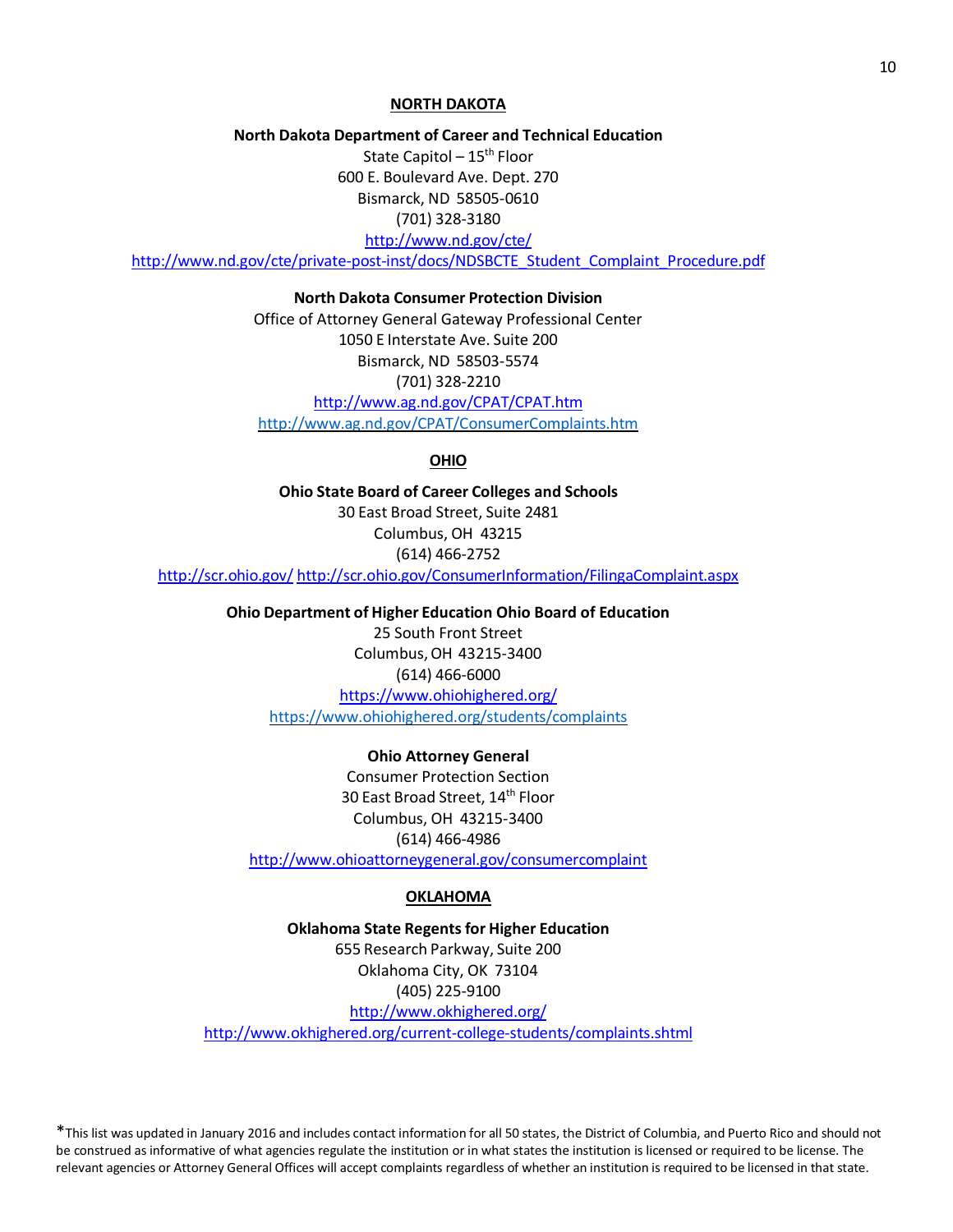## NORTH DAKOTA

**North Dakota Department of Career and Technical Education**
State Capitol – 15th Floor
600 E. Boulevard Ave. Dept. 270
Bismarck, ND 58505-0610
(701) 328-3180
http://www.nd.gov/cte/
http://www.nd.gov/cte/private-post-inst/docs/NDSBCTE_Student_Complaint_Procedure.pdf

**North Dakota Consumer Protection Division**
Office of Attorney General Gateway Professional Center
1050 E Interstate Ave. Suite 200
Bismarck, ND 58503-5574
(701) 328-2210
http://www.ag.nd.gov/CPAT/CPAT.htm
http://www.ag.nd.gov/CPAT/ConsumerComplaints.htm

## OHIO

**Ohio State Board of Career Colleges and Schools**
30 East Broad Street, Suite 2481
Columbus, OH 43215
(614) 466-2752
http://scr.ohio.gov/ http://scr.ohio.gov/ConsumerInformation/FilingaComplaint.aspx

**Ohio Department of Higher Education Ohio Board of Education**
25 South Front Street
Columbus, OH 43215-3400
(614) 466-6000
https://www.ohiohighered.org/
https://www.ohiohighered.org/students/complaints

**Ohio Attorney General**
Consumer Protection Section
30 East Broad Street, 14th Floor
Columbus, OH 43215-3400
(614) 466-4986
http://www.ohioattorneygeneral.gov/consumercomplaint

## OKLAHOMA

**Oklahoma State Regents for Higher Education**
655 Research Parkway, Suite 200
Oklahoma City, OK 73104
(405) 225-9100
http://www.okhighered.org/
http://www.okhighered.org/current-college-students/complaints.shtml

*This list was updated in January 2016 and includes contact information for all 50 states, the District of Columbia, and Puerto Rico and should not be construed as informative of what agencies regulate the institution or in what states the institution is licensed or required to be license. The relevant agencies or Attorney General Offices will accept complaints regardless of whether an institution is required to be licensed in that state.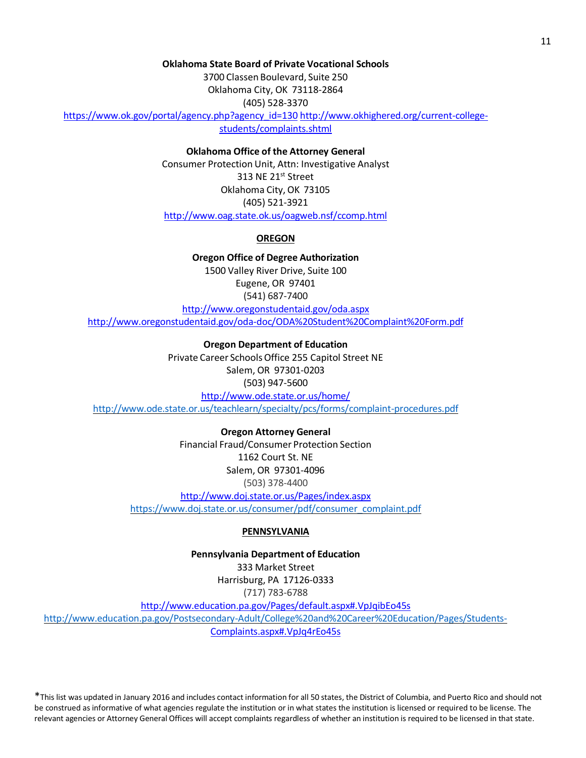**Oklahoma State Board of Private Vocational Schools**

3700 Classen Boulevard, Suite 250
Oklahoma City, OK 73118-2864
(405) 528-3370
https://www.ok.gov/portal/agency.php?agency_id=130 http://www.okhighered.org/current-college-students/complaints.shtml

**Oklahoma Office of the Attorney General**

Consumer Protection Unit, Attn: Investigative Analyst
313 NE 21st Street
Oklahoma City, OK 73105
(405) 521-3921
http://www.oag.state.ok.us/oagweb.nsf/ccomp.html

## OREGON

**Oregon Office of Degree Authorization**

1500 Valley River Drive, Suite 100
Eugene, OR 97401
(541) 687-7400
http://www.oregonstudentaid.gov/oda.aspx
http://www.oregonstudentaid.gov/oda-doc/ODA%20Student%20Complaint%20Form.pdf

**Oregon Department of Education**

Private Career Schools Office 255 Capitol Street NE
Salem, OR 97301-0203
(503) 947-5600
http://www.ode.state.or.us/home/
http://www.ode.state.or.us/teachlearn/specialty/pcs/forms/complaint-procedures.pdf

**Oregon Attorney General**

Financial Fraud/Consumer Protection Section
1162 Court St. NE
Salem, OR 97301-4096
(503) 378-4400
http://www.doj.state.or.us/Pages/index.aspx
https://www.doj.state.or.us/consumer/pdf/consumer_complaint.pdf

## PENNSYLVANIA

**Pennsylvania Department of Education**

333 Market Street
Harrisburg, PA 17126-0333
(717) 783-6788
http://www.education.pa.gov/Pages/default.aspx#.VpJqibEo45s
http://www.education.pa.gov/Postsecondary-Adult/College%20and%20Career%20Education/Pages/Students-Complaints.aspx#.VpJq4rEo45s

*This list was updated in January 2016 and includes contact information for all 50 states, the District of Columbia, and Puerto Rico and should not be construed as informative of what agencies regulate the institution or in what states the institution is licensed or required to be license. The relevant agencies or Attorney General Offices will accept complaints regardless of whether an institution is required to be licensed in that state.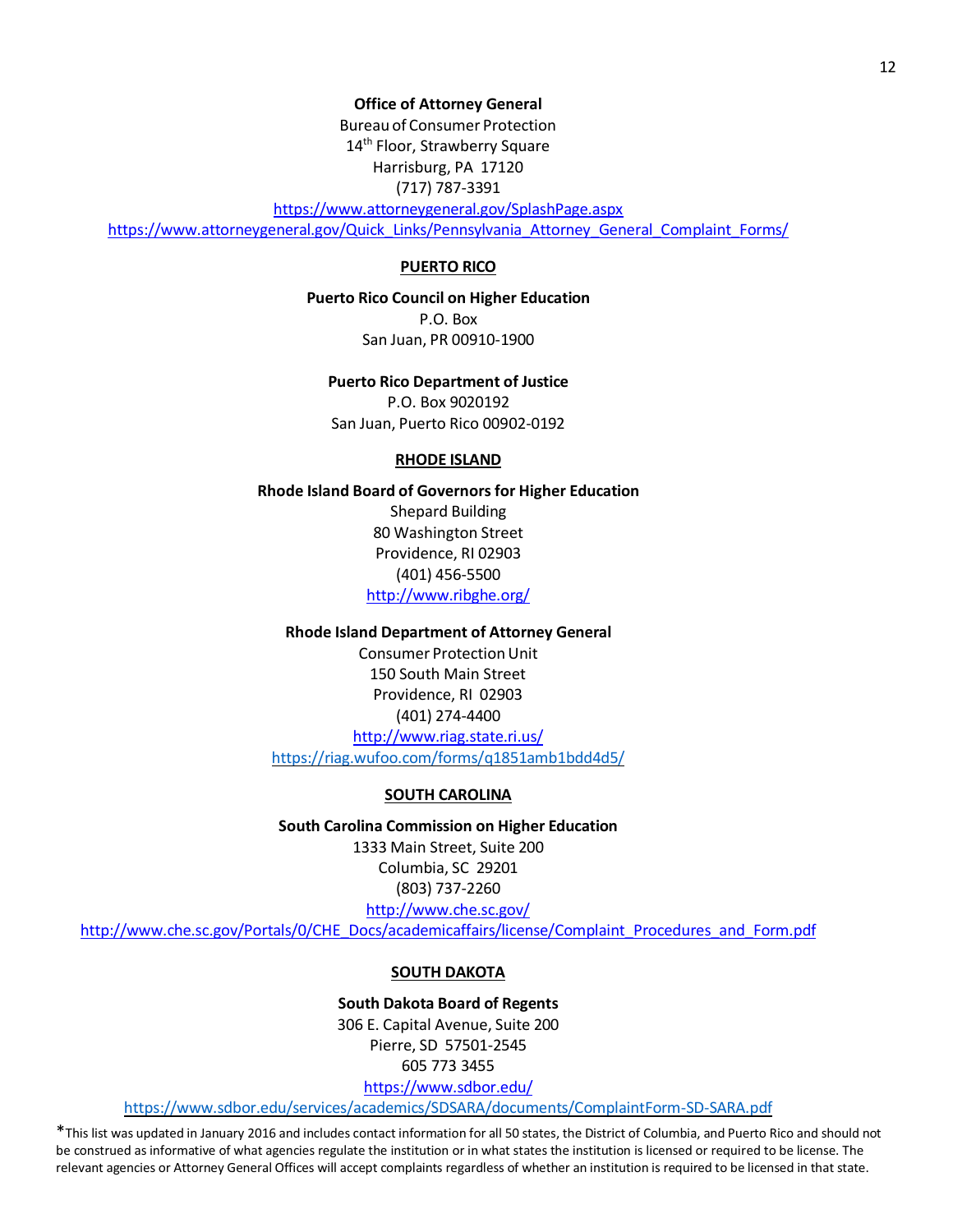**Office of Attorney General**
Bureau of Consumer Protection
14th Floor, Strawberry Square
Harrisburg, PA 17120
(717) 787-3391
https://www.attorneygeneral.gov/SplashPage.aspx
https://www.attorneygeneral.gov/Quick_Links/Pennsylvania_Attorney_General_Complaint_Forms/

## PUERTO RICO

**Puerto Rico Council on Higher Education**
P.O. Box
San Juan, PR 00910-1900

**Puerto Rico Department of Justice**
P.O. Box 9020192
San Juan, Puerto Rico 00902-0192

## RHODE ISLAND

**Rhode Island Board of Governors for Higher Education**
Shepard Building
80 Washington Street
Providence, RI 02903
(401) 456-5500
http://www.ribghe.org/

**Rhode Island Department of Attorney General**
Consumer Protection Unit
150 South Main Street
Providence, RI 02903
(401) 274-4400
http://www.riag.state.ri.us/
https://riag.wufoo.com/forms/q1851amb1bdd4d5/

## SOUTH CAROLINA

**South Carolina Commission on Higher Education**
1333 Main Street, Suite 200
Columbia, SC 29201
(803) 737-2260
http://www.che.sc.gov/
http://www.che.sc.gov/Portals/0/CHE_Docs/academicaffairs/license/Complaint_Procedures_and_Form.pdf

## SOUTH DAKOTA

**South Dakota Board of Regents**
306 E. Capital Avenue, Suite 200
Pierre, SD 57501-2545
605 773 3455
https://www.sdbor.edu/
https://www.sdbor.edu/services/academics/SDSARA/documents/ComplaintForm-SD-SARA.pdf

*This list was updated in January 2016 and includes contact information for all 50 states, the District of Columbia, and Puerto Rico and should not be construed as informative of what agencies regulate the institution or in what states the institution is licensed or required to be license. The relevant agencies or Attorney General Offices will accept complaints regardless of whether an institution is required to be licensed in that state.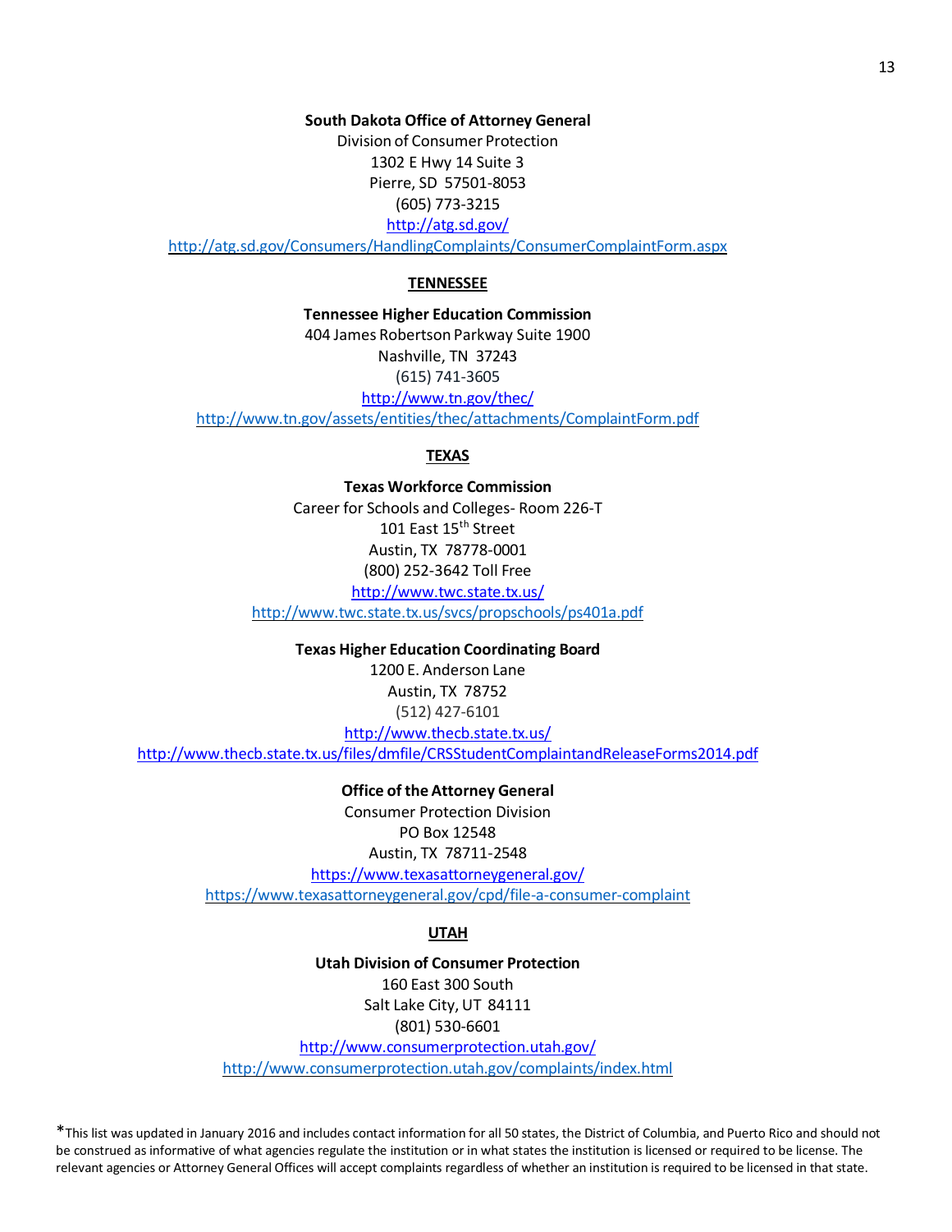**South Dakota Office of Attorney General**
Division of Consumer Protection
1302 E Hwy 14 Suite 3
Pierre, SD 57501-8053
(605) 773-3215
http://atg.sd.gov/
http://atg.sd.gov/Consumers/HandlingComplaints/ConsumerComplaintForm.aspx

## TENNESSEE

**Tennessee Higher Education Commission**
404 James Robertson Parkway Suite 1900
Nashville, TN 37243
(615) 741-3605
http://www.tn.gov/thec/
http://www.tn.gov/assets/entities/thec/attachments/ComplaintForm.pdf

## TEXAS

**Texas Workforce Commission**
Career for Schools and Colleges- Room 226-T
101 East 15th Street
Austin, TX 78778-0001
(800) 252-3642 Toll Free
http://www.twc.state.tx.us/
http://www.twc.state.tx.us/svcs/propschools/ps401a.pdf

**Texas Higher Education Coordinating Board**
1200 E. Anderson Lane
Austin, TX 78752
(512) 427-6101
http://www.thecb.state.tx.us/
http://www.thecb.state.tx.us/files/dmfile/CRSStudentComplaintandReleaseForms2014.pdf

**Office of the Attorney General**
Consumer Protection Division
PO Box 12548
Austin, TX 78711-2548
https://www.texasattorneygeneral.gov/
https://www.texasattorneygeneral.gov/cpd/file-a-consumer-complaint

## UTAH

**Utah Division of Consumer Protection**
160 East 300 South
Salt Lake City, UT 84111
(801) 530-6601
http://www.consumerprotection.utah.gov/
http://www.consumerprotection.utah.gov/complaints/index.html

*This list was updated in January 2016 and includes contact information for all 50 states, the District of Columbia, and Puerto Rico and should not be construed as informative of what agencies regulate the institution or in what states the institution is licensed or required to be license. The relevant agencies or Attorney General Offices will accept complaints regardless of whether an institution is required to be licensed in that state.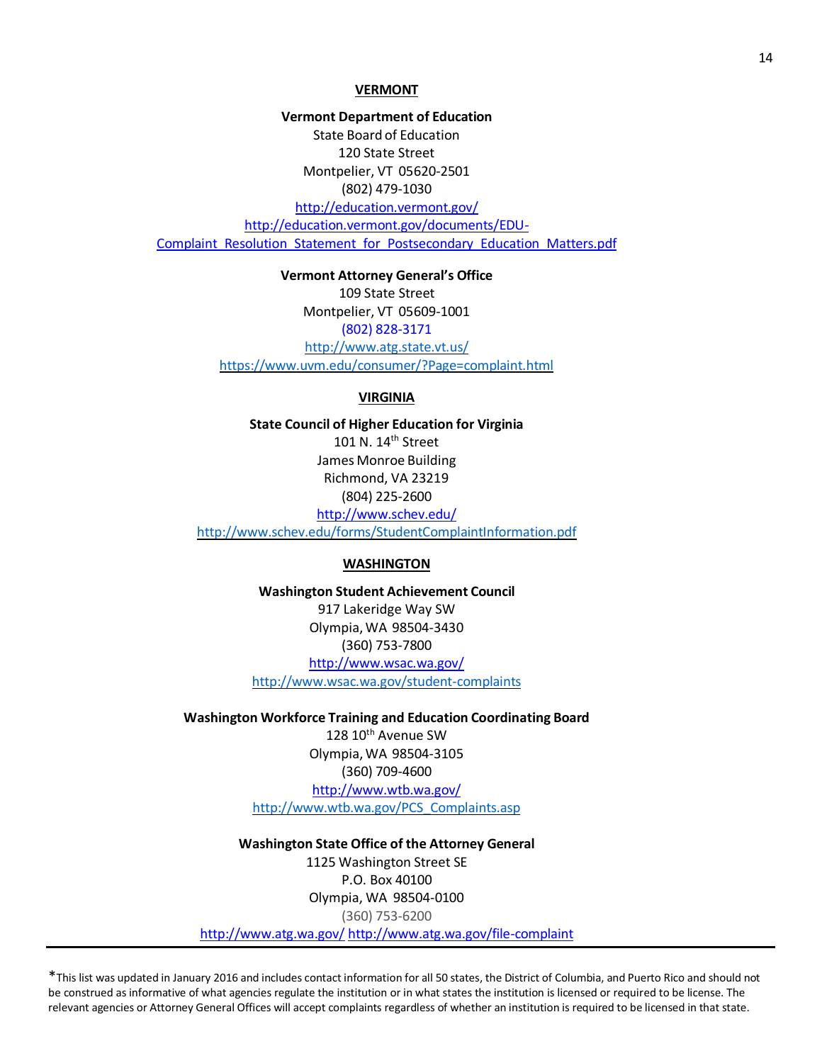## VERMONT

**Vermont Department of Education**
State Board of Education
120 State Street
Montpelier, VT 05620-2501
(802) 479-1030
http://education.vermont.gov/
http://education.vermont.gov/documents/EDU-Complaint_Resolution_Statement_for_Postsecondary_Education_Matters.pdf

**Vermont Attorney General's Office**
109 State Street
Montpelier, VT 05609-1001
(802) 828-3171
http://www.atg.state.vt.us/
https://www.uvm.edu/consumer/?Page=complaint.html

## VIRGINIA

**State Council of Higher Education for Virginia**
101 N. 14th Street
James Monroe Building
Richmond, VA 23219
(804) 225-2600
http://www.schev.edu/
http://www.schev.edu/forms/StudentComplaintInformation.pdf

## WASHINGTON

**Washington Student Achievement Council**
917 Lakeridge Way SW
Olympia, WA 98504-3430
(360) 753-7800
http://www.wsac.wa.gov/
http://www.wsac.wa.gov/student-complaints

**Washington Workforce Training and Education Coordinating Board**
128 10th Avenue SW
Olympia, WA 98504-3105
(360) 709-4600
http://www.wtb.wa.gov/
http://www.wtb.wa.gov/PCS_Complaints.asp

**Washington State Office of the Attorney General**
1125 Washington Street SE
P.O. Box 40100
Olympia, WA 98504-0100
(360) 753-6200
http://www.atg.wa.gov/ http://www.atg.wa.gov/file-complaint

---

*This list was updated in January 2016 and includes contact information for all 50 states, the District of Columbia, and Puerto Rico and should not be construed as informative of what agencies regulate the institution or in what states the institution is licensed or required to be license. The relevant agencies or Attorney General Offices will accept complaints regardless of whether an institution is required to be licensed in that state.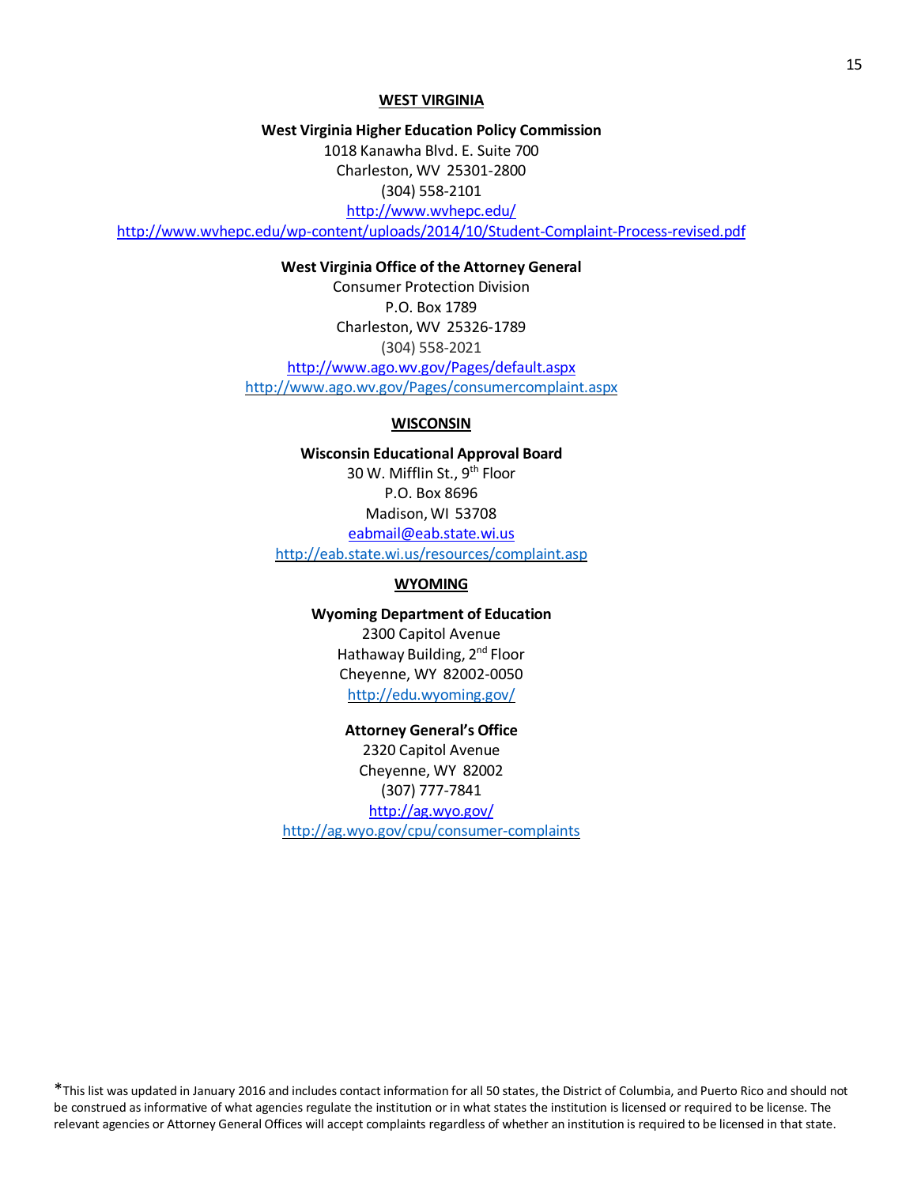## WEST VIRGINIA

**West Virginia Higher Education Policy Commission**
1018 Kanawha Blvd. E. Suite 700
Charleston, WV 25301-2800
(304) 558-2101
http://www.wvhepc.edu/
http://www.wvhepc.edu/wp-content/uploads/2014/10/Student-Complaint-Process-revised.pdf

**West Virginia Office of the Attorney General**
Consumer Protection Division
P.O. Box 1789
Charleston, WV 25326-1789
(304) 558-2021
http://www.ago.wv.gov/Pages/default.aspx
http://www.ago.wv.gov/Pages/consumercomplaint.aspx

## WISCONSIN

**Wisconsin Educational Approval Board**
30 W. Mifflin St., 9th Floor
P.O. Box 8696
Madison, WI 53708
eabmail@eab.state.wi.us
http://eab.state.wi.us/resources/complaint.asp

## WYOMING

**Wyoming Department of Education**
2300 Capitol Avenue
Hathaway Building, 2nd Floor
Cheyenne, WY 82002-0050
http://edu.wyoming.gov/

**Attorney General's Office**
2320 Capitol Avenue
Cheyenne, WY 82002
(307) 777-7841
http://ag.wyo.gov/
http://ag.wyo.gov/cpu/consumer-complaints

*This list was updated in January 2016 and includes contact information for all 50 states, the District of Columbia, and Puerto Rico and should not be construed as informative of what agencies regulate the institution or in what states the institution is licensed or required to be license. The relevant agencies or Attorney General Offices will accept complaints regardless of whether an institution is required to be licensed in that state.